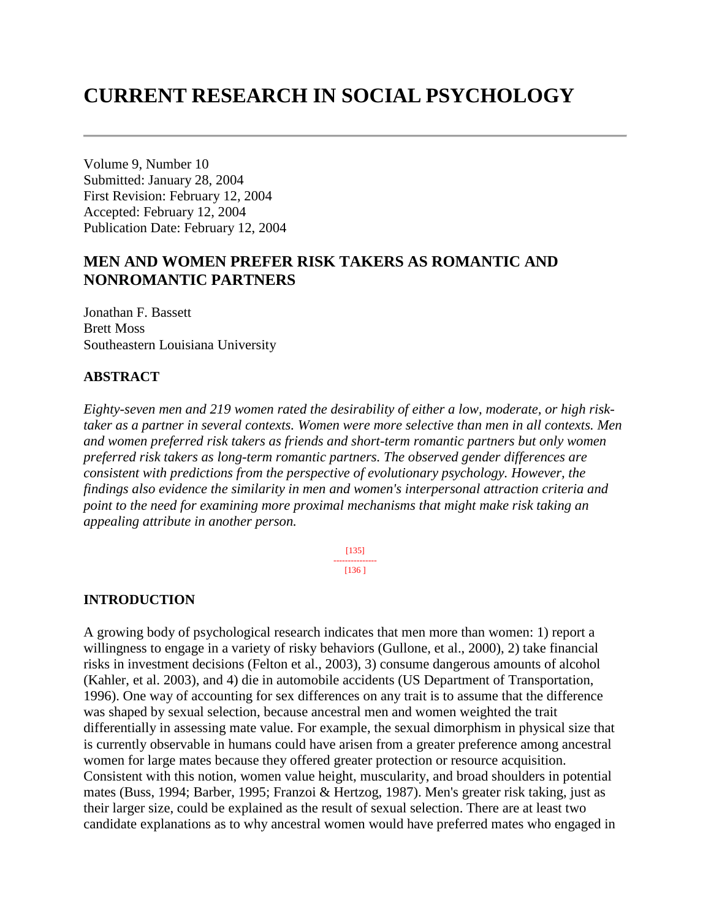# CURRENT RESEARCH IN SOCIAL PSYCHOLOGY

Volume 9, Number 10
Submitted: January 28, 2004
First Revision: February 12, 2004
Accepted: February 12, 2004
Publication Date: February 12, 2004

## MEN AND WOMEN PREFER RISK TAKERS AS ROMANTIC AND NONROMANTIC PARTNERS

Jonathan F. Bassett
Brett Moss
Southeastern Louisiana University

### ABSTRACT

*Eighty-seven men and 219 women rated the desirability of either a low, moderate, or high risk-taker as a partner in several contexts. Women were more selective than men in all contexts. Men and women preferred risk takers as friends and short-term romantic partners but only women preferred risk takers as long-term romantic partners. The observed gender differences are consistent with predictions from the perspective of evolutionary psychology. However, the findings also evidence the similarity in men and women's interpersonal attraction criteria and point to the need for examining more proximal mechanisms that might make risk taking an appealing attribute in another person.*

### INTRODUCTION

A growing body of psychological research indicates that men more than women: 1) report a willingness to engage in a variety of risky behaviors (Gullone, et al., 2000), 2) take financial risks in investment decisions (Felton et al., 2003), 3) consume dangerous amounts of alcohol (Kahler, et al. 2003), and 4) die in automobile accidents (US Department of Transportation, 1996). One way of accounting for sex differences on any trait is to assume that the difference was shaped by sexual selection, because ancestral men and women weighted the trait differentially in assessing mate value. For example, the sexual dimorphism in physical size that is currently observable in humans could have arisen from a greater preference among ancestral women for large mates because they offered greater protection or resource acquisition. Consistent with this notion, women value height, muscularity, and broad shoulders in potential mates (Buss, 1994; Barber, 1995; Franzoi & Hertzog, 1987). Men's greater risk taking, just as their larger size, could be explained as the result of sexual selection. There are at least two candidate explanations as to why ancestral women would have preferred mates who engaged in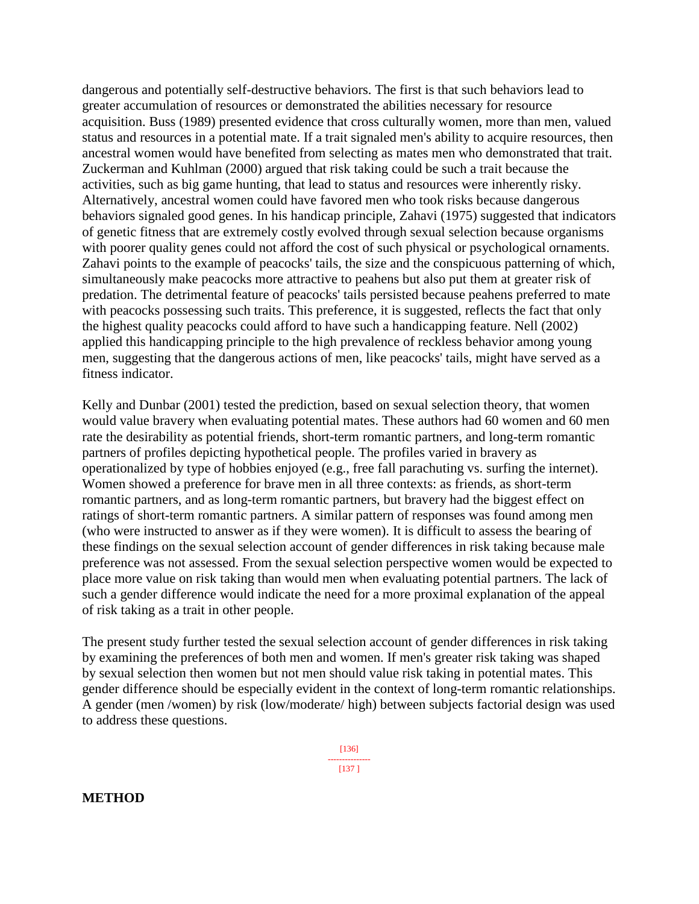dangerous and potentially self-destructive behaviors. The first is that such behaviors lead to greater accumulation of resources or demonstrated the abilities necessary for resource acquisition. Buss (1989) presented evidence that cross culturally women, more than men, valued status and resources in a potential mate. If a trait signaled men's ability to acquire resources, then ancestral women would have benefited from selecting as mates men who demonstrated that trait. Zuckerman and Kuhlman (2000) argued that risk taking could be such a trait because the activities, such as big game hunting, that lead to status and resources were inherently risky. Alternatively, ancestral women could have favored men who took risks because dangerous behaviors signaled good genes. In his handicap principle, Zahavi (1975) suggested that indicators of genetic fitness that are extremely costly evolved through sexual selection because organisms with poorer quality genes could not afford the cost of such physical or psychological ornaments. Zahavi points to the example of peacocks' tails, the size and the conspicuous patterning of which, simultaneously make peacocks more attractive to peahens but also put them at greater risk of predation. The detrimental feature of peacocks' tails persisted because peahens preferred to mate with peacocks possessing such traits. This preference, it is suggested, reflects the fact that only the highest quality peacocks could afford to have such a handicapping feature. Nell (2002) applied this handicapping principle to the high prevalence of reckless behavior among young men, suggesting that the dangerous actions of men, like peacocks' tails, might have served as a fitness indicator.

Kelly and Dunbar (2001) tested the prediction, based on sexual selection theory, that women would value bravery when evaluating potential mates. These authors had 60 women and 60 men rate the desirability as potential friends, short-term romantic partners, and long-term romantic partners of profiles depicting hypothetical people. The profiles varied in bravery as operationalized by type of hobbies enjoyed (e.g., free fall parachuting vs. surfing the internet). Women showed a preference for brave men in all three contexts: as friends, as short-term romantic partners, and as long-term romantic partners, but bravery had the biggest effect on ratings of short-term romantic partners. A similar pattern of responses was found among men (who were instructed to answer as if they were women). It is difficult to assess the bearing of these findings on the sexual selection account of gender differences in risk taking because male preference was not assessed. From the sexual selection perspective women would be expected to place more value on risk taking than would men when evaluating potential partners. The lack of such a gender difference would indicate the need for a more proximal explanation of the appeal of risk taking as a trait in other people.

The present study further tested the sexual selection account of gender differences in risk taking by examining the preferences of both men and women. If men's greater risk taking was shaped by sexual selection then women but not men should value risk taking in potential mates. This gender difference should be especially evident in the context of long-term romantic relationships. A gender (men /women) by risk (low/moderate/ high) between subjects factorial design was used to address these questions.

## METHOD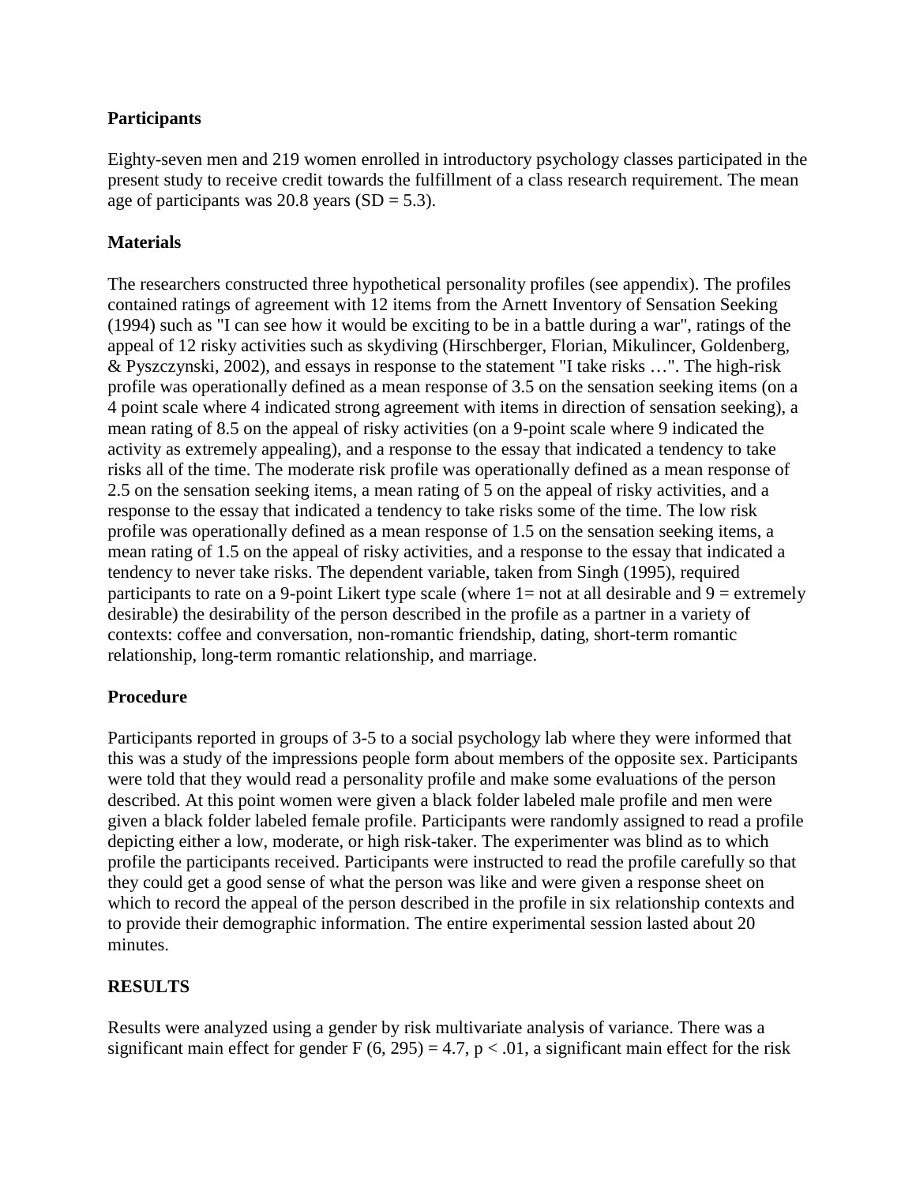### Participants

Eighty-seven men and 219 women enrolled in introductory psychology classes participated in the present study to receive credit towards the fulfillment of a class research requirement. The mean age of participants was 20.8 years (SD = 5.3).

### Materials

The researchers constructed three hypothetical personality profiles (see appendix). The profiles contained ratings of agreement with 12 items from the Arnett Inventory of Sensation Seeking (1994) such as "I can see how it would be exciting to be in a battle during a war", ratings of the appeal of 12 risky activities such as skydiving (Hirschberger, Florian, Mikulincer, Goldenberg, & Pyszczynski, 2002), and essays in response to the statement "I take risks …". The high-risk profile was operationally defined as a mean response of 3.5 on the sensation seeking items (on a 4 point scale where 4 indicated strong agreement with items in direction of sensation seeking), a mean rating of 8.5 on the appeal of risky activities (on a 9-point scale where 9 indicated the activity as extremely appealing), and a response to the essay that indicated a tendency to take risks all of the time. The moderate risk profile was operationally defined as a mean response of 2.5 on the sensation seeking items, a mean rating of 5 on the appeal of risky activities, and a response to the essay that indicated a tendency to take risks some of the time. The low risk profile was operationally defined as a mean response of 1.5 on the sensation seeking items, a mean rating of 1.5 on the appeal of risky activities, and a response to the essay that indicated a tendency to never take risks. The dependent variable, taken from Singh (1995), required participants to rate on a 9-point Likert type scale (where 1= not at all desirable and 9 = extremely desirable) the desirability of the person described in the profile as a partner in a variety of contexts: coffee and conversation, non-romantic friendship, dating, short-term romantic relationship, long-term romantic relationship, and marriage.

### Procedure

Participants reported in groups of 3-5 to a social psychology lab where they were informed that this was a study of the impressions people form about members of the opposite sex. Participants were told that they would read a personality profile and make some evaluations of the person described. At this point women were given a black folder labeled male profile and men were given a black folder labeled female profile. Participants were randomly assigned to read a profile depicting either a low, moderate, or high risk-taker. The experimenter was blind as to which profile the participants received. Participants were instructed to read the profile carefully so that they could get a good sense of what the person was like and were given a response sheet on which to record the appeal of the person described in the profile in six relationship contexts and to provide their demographic information. The entire experimental session lasted about 20 minutes.

## RESULTS

Results were analyzed using a gender by risk multivariate analysis of variance. There was a significant main effect for gender $F(6, 295) = 4.7$, $p < .01$, a significant main effect for the risk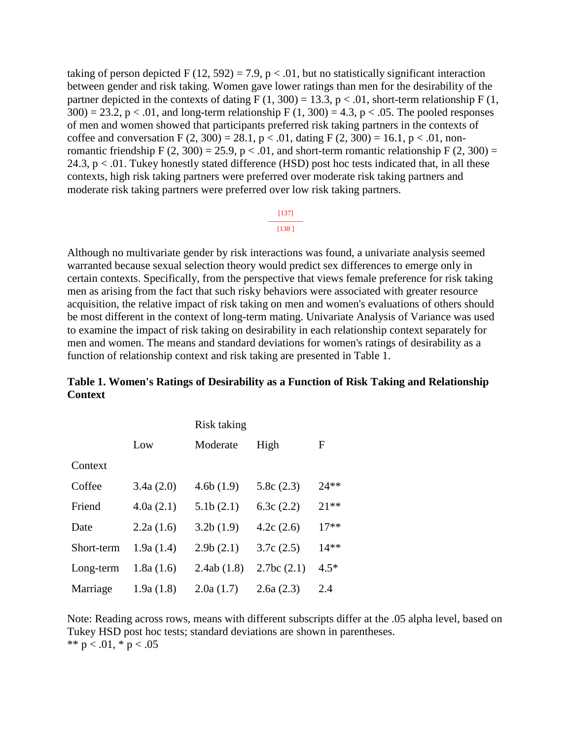taking of person depicted $F(12, 592) = 7.9$, $p < .01$, but no statistically significant interaction between gender and risk taking. Women gave lower ratings than men for the desirability of the partner depicted in the contexts of dating $F(1, 300) = 13.3$, $p < .01$, short-term relationship $F(1, 300) = 23.2$, $p < .01$, and long-term relationship $F(1, 300) = 4.3$, $p < .05$. The pooled responses of men and women showed that participants preferred risk taking partners in the contexts of coffee and conversation $F(2, 300) = 28.1$, $p < .01$, dating $F(2, 300) = 16.1$, $p < .01$, non-romantic friendship $F(2, 300) = 25.9$, $p < .01$, and short-term romantic relationship $F(2, 300) = 24.3$, $p < .01$. Tukey honestly stated difference (HSD) post hoc tests indicated that, in all these contexts, high risk taking partners were preferred over moderate risk taking partners and moderate risk taking partners were preferred over low risk taking partners.

Although no multivariate gender by risk interactions was found, a univariate analysis seemed warranted because sexual selection theory would predict sex differences to emerge only in certain contexts. Specifically, from the perspective that views female preference for risk taking men as arising from the fact that such risky behaviors were associated with greater resource acquisition, the relative impact of risk taking on men and women's evaluations of others should be most different in the context of long-term mating. Univariate Analysis of Variance was used to examine the impact of risk taking on desirability in each relationship context separately for men and women. The means and standard deviations for women's ratings of desirability as a function of relationship context and risk taking are presented in Table 1.

**Table 1. Women's Ratings of Desirability as a Function of Risk Taking and Relationship Context**

| | Risk taking | | | |
|---|---|---|---|---|
| | Low | Moderate | High | F |
| Context | | | | |
| Coffee | 3.4a (2.0) | 4.6b (1.9) | 5.8c (2.3) | 24** |
| Friend | 4.0a (2.1) | 5.1b (2.1) | 6.3c (2.2) | 21** |
| Date | 2.2a (1.6) | 3.2b (1.9) | 4.2c (2.6) | 17** |
| Short-term | 1.9a (1.4) | 2.9b (2.1) | 3.7c (2.5) | 14** |
| Long-term | 1.8a (1.6) | 2.4ab (1.8) | 2.7bc (2.1) | 4.5* |
| Marriage | 1.9a (1.8) | 2.0a (1.7) | 2.6a (2.3) | 2.4 |

Note: Reading across rows, means with different subscripts differ at the .05 alpha level, based on Tukey HSD post hoc tests; standard deviations are shown in parentheses.
** $p < .01$, * $p < .05$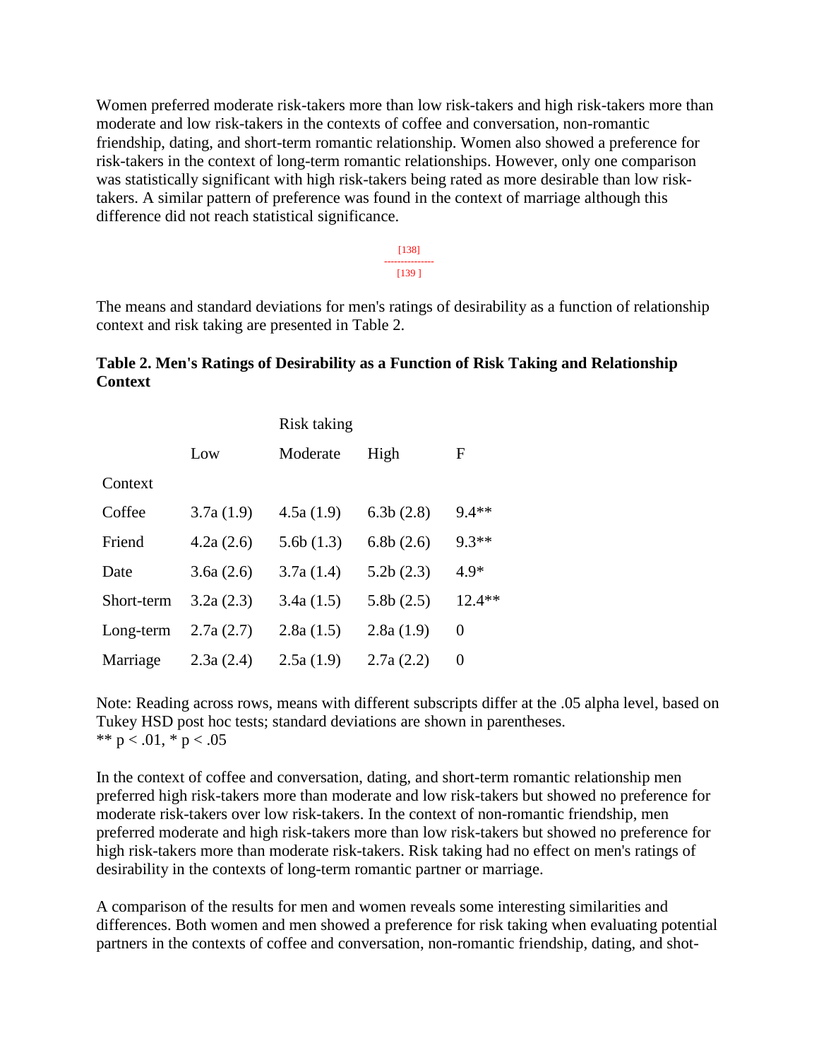Women preferred moderate risk-takers more than low risk-takers and high risk-takers more than moderate and low risk-takers in the contexts of coffee and conversation, non-romantic friendship, dating, and short-term romantic relationship. Women also showed a preference for risk-takers in the context of long-term romantic relationships. However, only one comparison was statistically significant with high risk-takers being rated as more desirable than low risk-takers. A similar pattern of preference was found in the context of marriage although this difference did not reach statistical significance.

The means and standard deviations for men's ratings of desirability as a function of relationship context and risk taking are presented in Table 2.

**Table 2. Men's Ratings of Desirability as a Function of Risk Taking and Relationship Context**

| | | Risk taking | | |
|---|---|---|---|---|
| | Low | Moderate | High | F |
| Context | | | | |
| Coffee | 3.7a (1.9) | 4.5a (1.9) | 6.3b (2.8) | 9.4** |
| Friend | 4.2a (2.6) | 5.6b (1.3) | 6.8b (2.6) | 9.3** |
| Date | 3.6a (2.6) | 3.7a (1.4) | 5.2b (2.3) | 4.9* |
| Short-term | 3.2a (2.3) | 3.4a (1.5) | 5.8b (2.5) | 12.4** |
| Long-term | 2.7a (2.7) | 2.8a (1.5) | 2.8a (1.9) | 0 |
| Marriage | 2.3a (2.4) | 2.5a (1.9) | 2.7a (2.2) | 0 |

Note: Reading across rows, means with different subscripts differ at the .05 alpha level, based on Tukey HSD post hoc tests; standard deviations are shown in parentheses.
** $p < .01$, * $p < .05$

In the context of coffee and conversation, dating, and short-term romantic relationship men preferred high risk-takers more than moderate and low risk-takers but showed no preference for moderate risk-takers over low risk-takers. In the context of non-romantic friendship, men preferred moderate and high risk-takers more than low risk-takers but showed no preference for high risk-takers more than moderate risk-takers. Risk taking had no effect on men's ratings of desirability in the contexts of long-term romantic partner or marriage.

A comparison of the results for men and women reveals some interesting similarities and differences. Both women and men showed a preference for risk taking when evaluating potential partners in the contexts of coffee and conversation, non-romantic friendship, dating, and shot-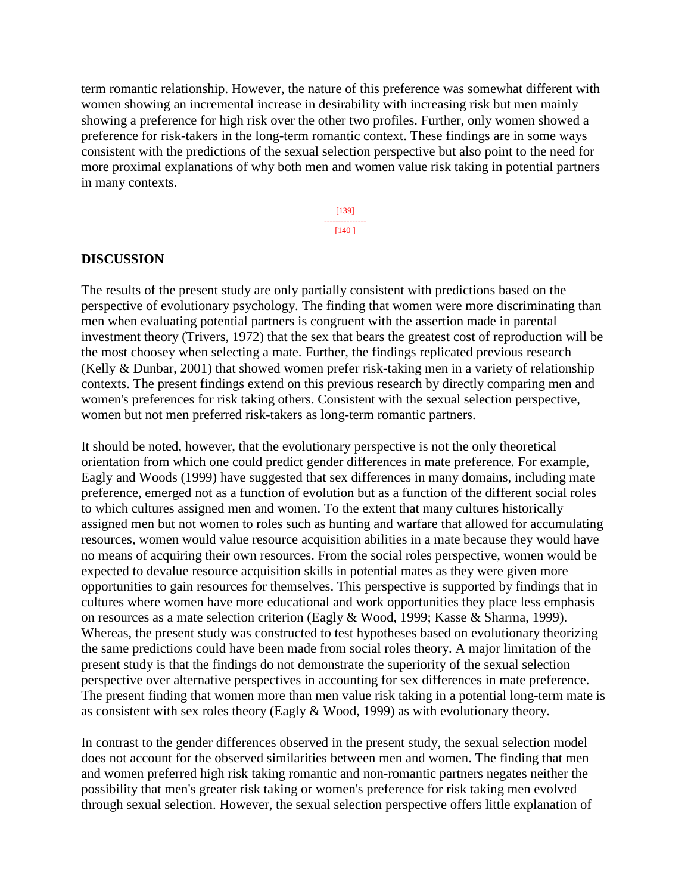term romantic relationship. However, the nature of this preference was somewhat different with women showing an incremental increase in desirability with increasing risk but men mainly showing a preference for high risk over the other two profiles. Further, only women showed a preference for risk-takers in the long-term romantic context. These findings are in some ways consistent with the predictions of the sexual selection perspective but also point to the need for more proximal explanations of why both men and women value risk taking in potential partners in many contexts.

## DISCUSSION

The results of the present study are only partially consistent with predictions based on the perspective of evolutionary psychology. The finding that women were more discriminating than men when evaluating potential partners is congruent with the assertion made in parental investment theory (Trivers, 1972) that the sex that bears the greatest cost of reproduction will be the most choosey when selecting a mate. Further, the findings replicated previous research (Kelly & Dunbar, 2001) that showed women prefer risk-taking men in a variety of relationship contexts. The present findings extend on this previous research by directly comparing men and women's preferences for risk taking others. Consistent with the sexual selection perspective, women but not men preferred risk-takers as long-term romantic partners.

It should be noted, however, that the evolutionary perspective is not the only theoretical orientation from which one could predict gender differences in mate preference. For example, Eagly and Woods (1999) have suggested that sex differences in many domains, including mate preference, emerged not as a function of evolution but as a function of the different social roles to which cultures assigned men and women. To the extent that many cultures historically assigned men but not women to roles such as hunting and warfare that allowed for accumulating resources, women would value resource acquisition abilities in a mate because they would have no means of acquiring their own resources. From the social roles perspective, women would be expected to devalue resource acquisition skills in potential mates as they were given more opportunities to gain resources for themselves. This perspective is supported by findings that in cultures where women have more educational and work opportunities they place less emphasis on resources as a mate selection criterion (Eagly & Wood, 1999; Kasse & Sharma, 1999). Whereas, the present study was constructed to test hypotheses based on evolutionary theorizing the same predictions could have been made from social roles theory. A major limitation of the present study is that the findings do not demonstrate the superiority of the sexual selection perspective over alternative perspectives in accounting for sex differences in mate preference. The present finding that women more than men value risk taking in a potential long-term mate is as consistent with sex roles theory (Eagly & Wood, 1999) as with evolutionary theory.

In contrast to the gender differences observed in the present study, the sexual selection model does not account for the observed similarities between men and women. The finding that men and women preferred high risk taking romantic and non-romantic partners negates neither the possibility that men's greater risk taking or women's preference for risk taking men evolved through sexual selection. However, the sexual selection perspective offers little explanation of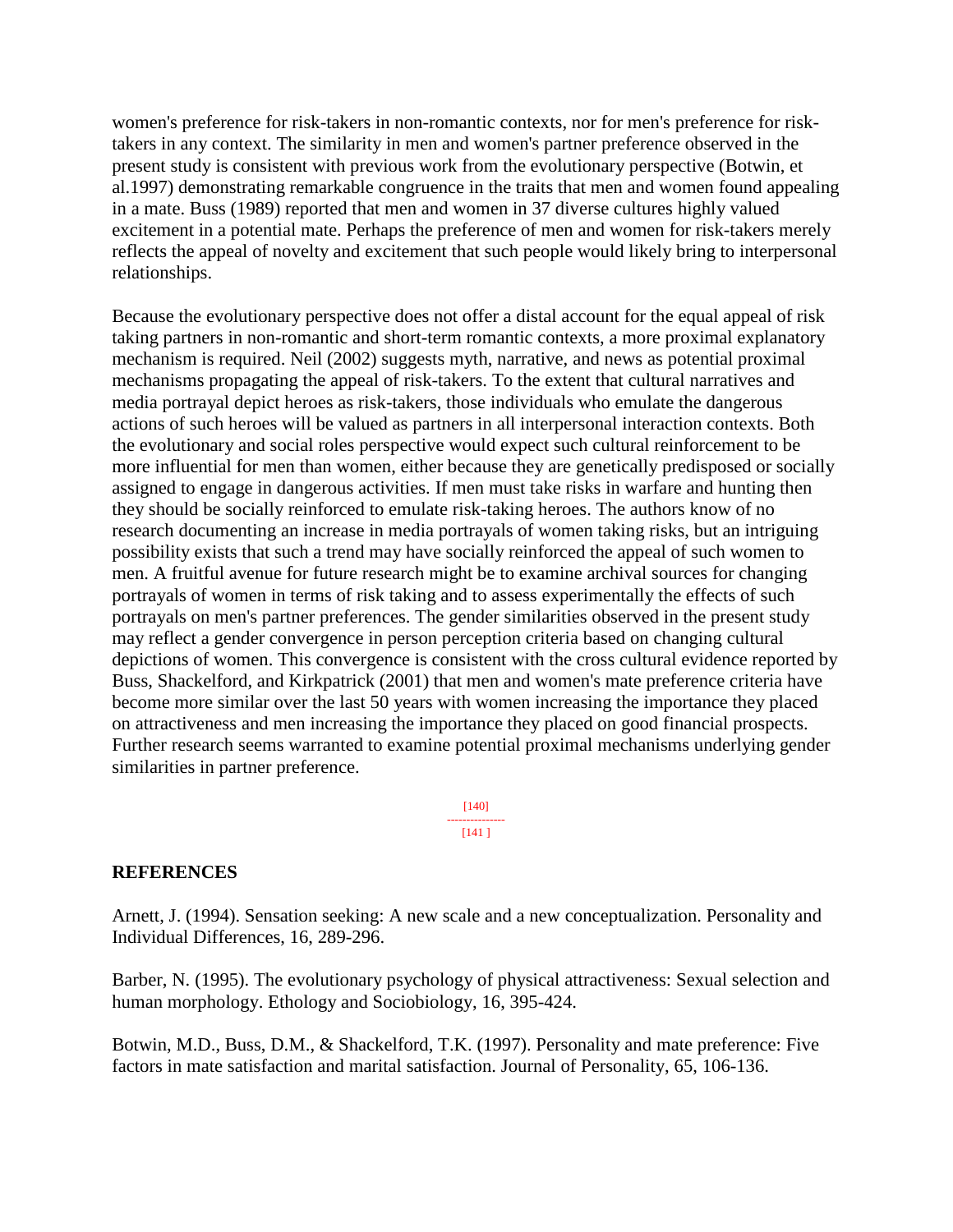women's preference for risk-takers in non-romantic contexts, nor for men's preference for risk-takers in any context. The similarity in men and women's partner preference observed in the present study is consistent with previous work from the evolutionary perspective (Botwin, et al.1997) demonstrating remarkable congruence in the traits that men and women found appealing in a mate. Buss (1989) reported that men and women in 37 diverse cultures highly valued excitement in a potential mate. Perhaps the preference of men and women for risk-takers merely reflects the appeal of novelty and excitement that such people would likely bring to interpersonal relationships.

Because the evolutionary perspective does not offer a distal account for the equal appeal of risk taking partners in non-romantic and short-term romantic contexts, a more proximal explanatory mechanism is required. Neil (2002) suggests myth, narrative, and news as potential proximal mechanisms propagating the appeal of risk-takers. To the extent that cultural narratives and media portrayal depict heroes as risk-takers, those individuals who emulate the dangerous actions of such heroes will be valued as partners in all interpersonal interaction contexts. Both the evolutionary and social roles perspective would expect such cultural reinforcement to be more influential for men than women, either because they are genetically predisposed or socially assigned to engage in dangerous activities. If men must take risks in warfare and hunting then they should be socially reinforced to emulate risk-taking heroes. The authors know of no research documenting an increase in media portrayals of women taking risks, but an intriguing possibility exists that such a trend may have socially reinforced the appeal of such women to men. A fruitful avenue for future research might be to examine archival sources for changing portrayals of women in terms of risk taking and to assess experimentally the effects of such portrayals on men's partner preferences. The gender similarities observed in the present study may reflect a gender convergence in person perception criteria based on changing cultural depictions of women. This convergence is consistent with the cross cultural evidence reported by Buss, Shackelford, and Kirkpatrick (2001) that men and women's mate preference criteria have become more similar over the last 50 years with women increasing the importance they placed on attractiveness and men increasing the importance they placed on good financial prospects. Further research seems warranted to examine potential proximal mechanisms underlying gender similarities in partner preference.

## REFERENCES

Arnett, J. (1994). Sensation seeking: A new scale and a new conceptualization. Personality and Individual Differences, 16, 289-296.

Barber, N. (1995). The evolutionary psychology of physical attractiveness: Sexual selection and human morphology. Ethology and Sociobiology, 16, 395-424.

Botwin, M.D., Buss, D.M., & Shackelford, T.K. (1997). Personality and mate preference: Five factors in mate satisfaction and marital satisfaction. Journal of Personality, 65, 106-136.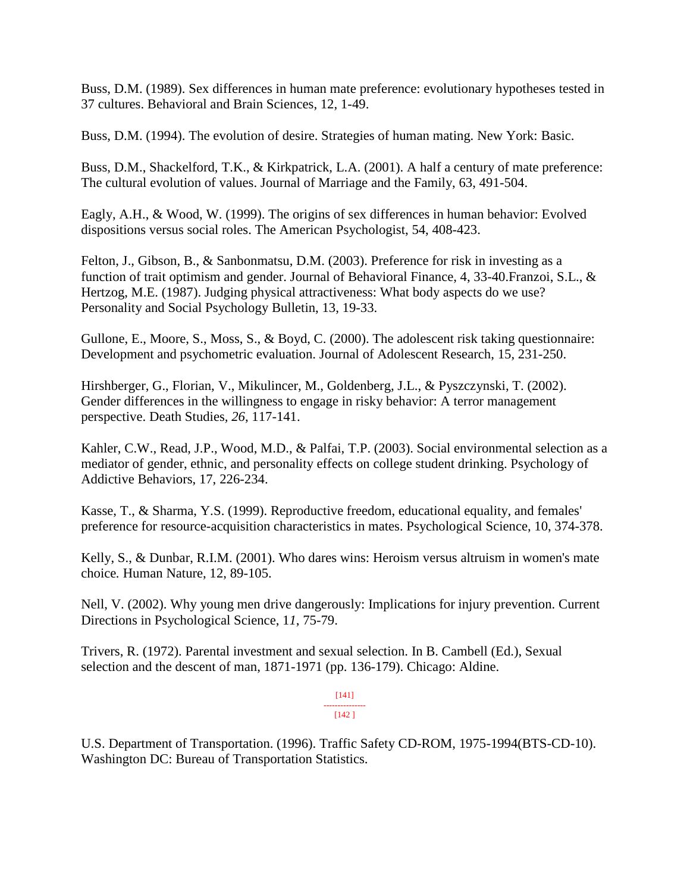Buss, D.M. (1989). Sex differences in human mate preference: evolutionary hypotheses tested in 37 cultures. Behavioral and Brain Sciences, 12, 1-49.

Buss, D.M. (1994). The evolution of desire. Strategies of human mating. New York: Basic.

Buss, D.M., Shackelford, T.K., & Kirkpatrick, L.A. (2001). A half a century of mate preference: The cultural evolution of values. Journal of Marriage and the Family, 63, 491-504.

Eagly, A.H., & Wood, W. (1999). The origins of sex differences in human behavior: Evolved dispositions versus social roles. The American Psychologist, 54, 408-423.

Felton, J., Gibson, B., & Sanbonmatsu, D.M. (2003). Preference for risk in investing as a function of trait optimism and gender. Journal of Behavioral Finance, 4, 33-40.Franzoi, S.L., & Hertzog, M.E. (1987). Judging physical attractiveness: What body aspects do we use? Personality and Social Psychology Bulletin, 13, 19-33.

Gullone, E., Moore, S., Moss, S., & Boyd, C. (2000). The adolescent risk taking questionnaire: Development and psychometric evaluation. Journal of Adolescent Research, 15, 231-250.

Hirshberger, G., Florian, V., Mikulincer, M., Goldenberg, J.L., & Pyszczynski, T. (2002). Gender differences in the willingness to engage in risky behavior: A terror management perspective. Death Studies, *26*, 117-141.

Kahler, C.W., Read, J.P., Wood, M.D., & Palfai, T.P. (2003). Social environmental selection as a mediator of gender, ethnic, and personality effects on college student drinking. Psychology of Addictive Behaviors, 17, 226-234.

Kasse, T., & Sharma, Y.S. (1999). Reproductive freedom, educational equality, and females' preference for resource-acquisition characteristics in mates. Psychological Science, 10, 374-378.

Kelly, S., & Dunbar, R.I.M. (2001). Who dares wins: Heroism versus altruism in women's mate choice. Human Nature, 12, 89-105.

Nell, V. (2002). Why young men drive dangerously: Implications for injury prevention. Current Directions in Psychological Science, 1*1*, 75-79.

Trivers, R. (1972). Parental investment and sexual selection. In B. Cambell (Ed.), Sexual selection and the descent of man, 1871-1971 (pp. 136-179). Chicago: Aldine.

U.S. Department of Transportation. (1996). Traffic Safety CD-ROM, 1975-1994(BTS-CD-10). Washington DC: Bureau of Transportation Statistics.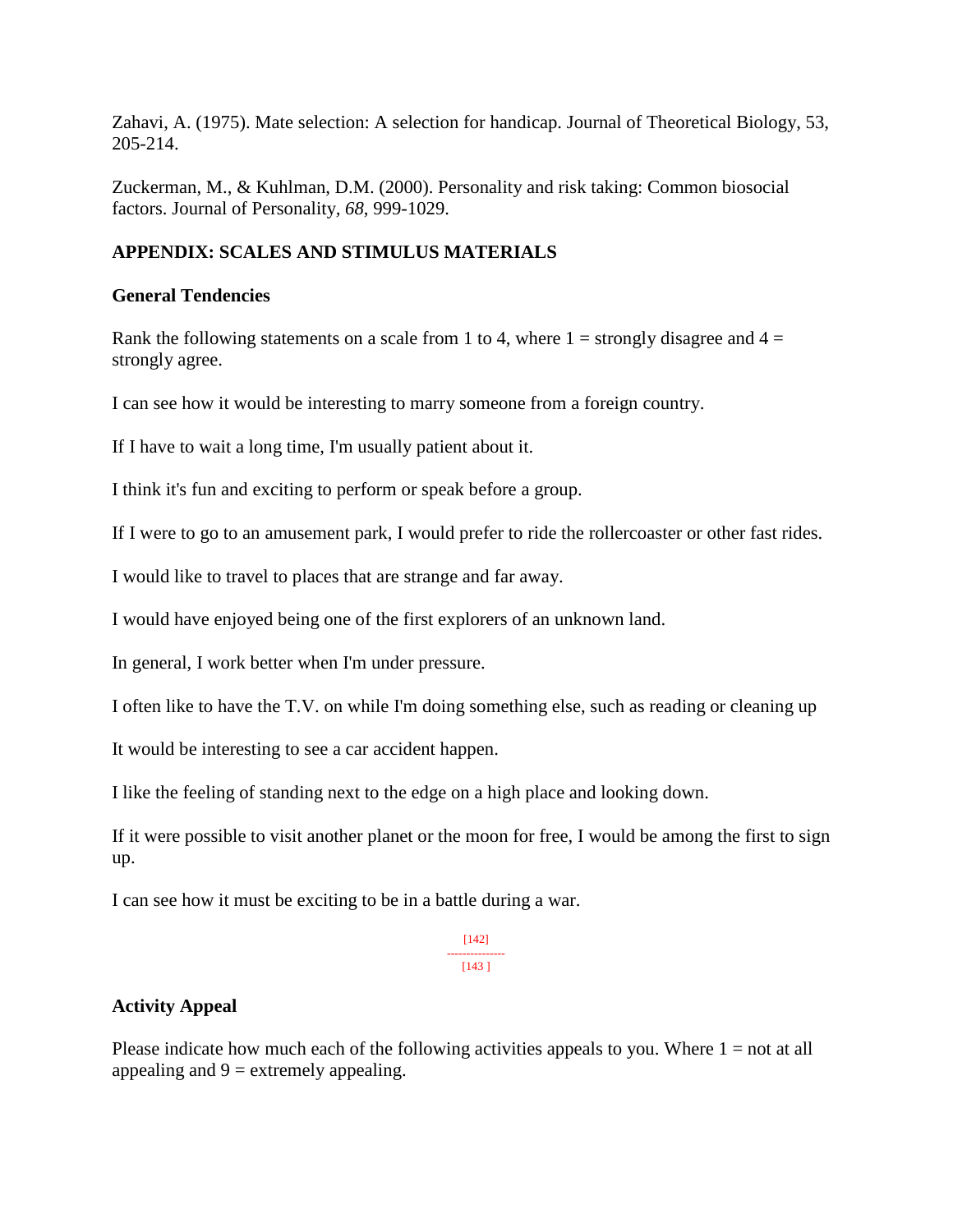Zahavi, A. (1975). Mate selection: A selection for handicap. Journal of Theoretical Biology, 53, 205-214.

Zuckerman, M., & Kuhlman, D.M. (2000). Personality and risk taking: Common biosocial factors. Journal of Personality, *68*, 999-1029.

## APPENDIX: SCALES AND STIMULUS MATERIALS

### General Tendencies

Rank the following statements on a scale from 1 to 4, where 1 = strongly disagree and 4 = strongly agree.

I can see how it would be interesting to marry someone from a foreign country.

If I have to wait a long time, I'm usually patient about it.

I think it's fun and exciting to perform or speak before a group.

If I were to go to an amusement park, I would prefer to ride the rollercoaster or other fast rides.

I would like to travel to places that are strange and far away.

I would have enjoyed being one of the first explorers of an unknown land.

In general, I work better when I'm under pressure.

I often like to have the T.V. on while I'm doing something else, such as reading or cleaning up

It would be interesting to see a car accident happen.

I like the feeling of standing next to the edge on a high place and looking down.

If it were possible to visit another planet or the moon for free, I would be among the first to sign up.

I can see how it must be exciting to be in a battle during a war.

### Activity Appeal

Please indicate how much each of the following activities appeals to you. Where 1 = not at all appealing and 9 = extremely appealing.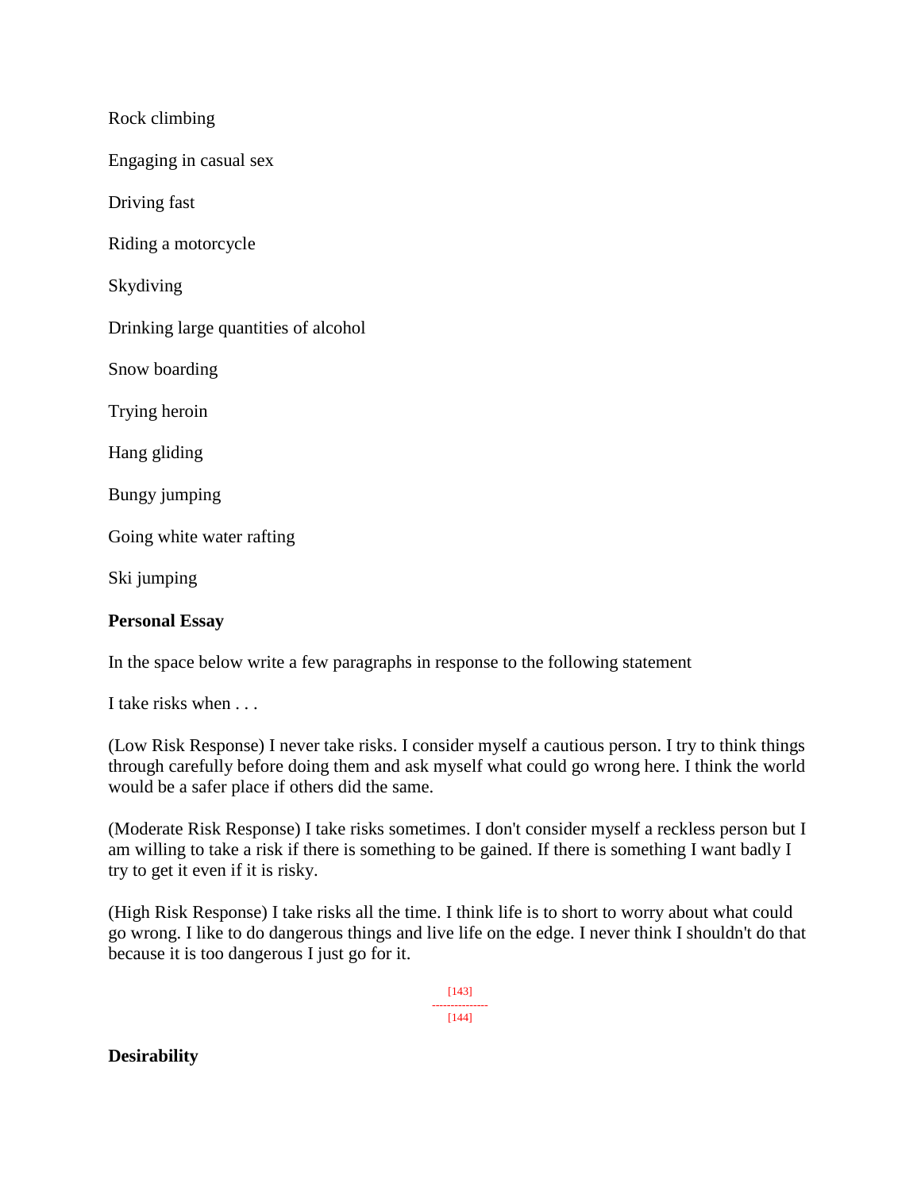Rock climbing

Engaging in casual sex

Driving fast

Riding a motorcycle

Skydiving

Drinking large quantities of alcohol

Snow boarding

Trying heroin

Hang gliding

Bungy jumping

Going white water rafting

Ski jumping

**Personal Essay**

In the space below write a few paragraphs in response to the following statement

I take risks when . . .

(Low Risk Response) I never take risks. I consider myself a cautious person. I try to think things through carefully before doing them and ask myself what could go wrong here. I think the world would be a safer place if others did the same.

(Moderate Risk Response) I take risks sometimes. I don't consider myself a reckless person but I am willing to take a risk if there is something to be gained. If there is something I want badly I try to get it even if it is risky.

(High Risk Response) I take risks all the time. I think life is to short to worry about what could go wrong. I like to do dangerous things and live life on the edge. I never think I shouldn't do that because it is too dangerous I just go for it.

**Desirability**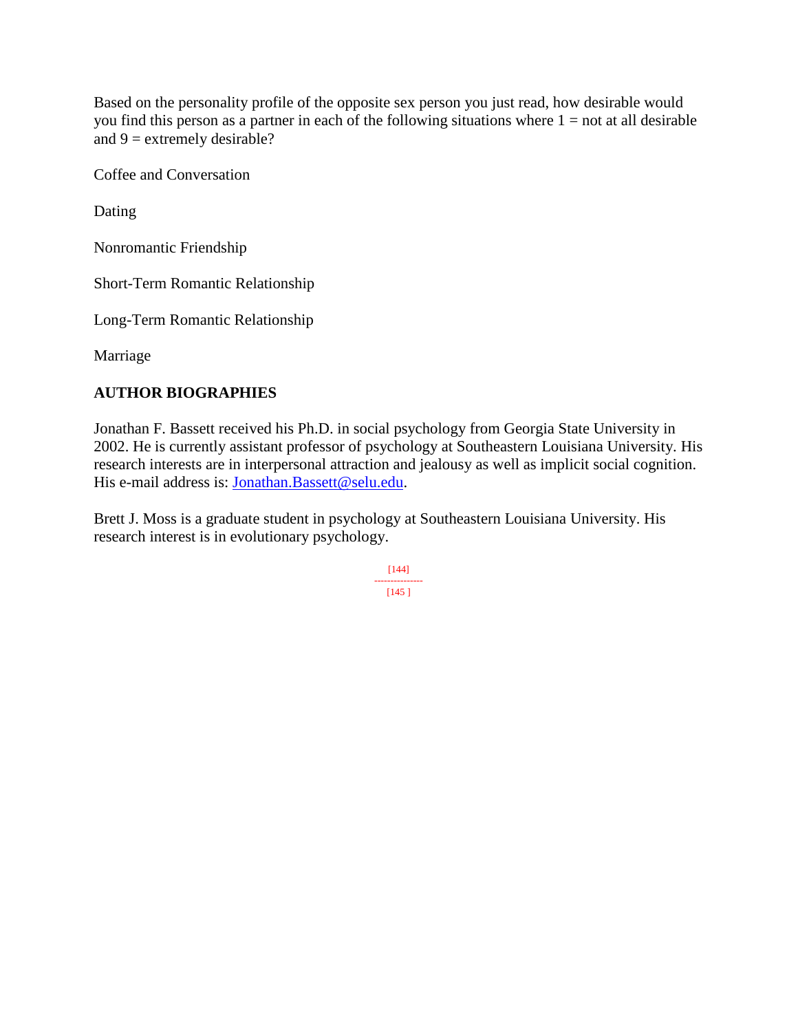Based on the personality profile of the opposite sex person you just read, how desirable would you find this person as a partner in each of the following situations where 1 = not at all desirable and 9 = extremely desirable?

Coffee and Conversation

Dating

Nonromantic Friendship

Short-Term Romantic Relationship

Long-Term Romantic Relationship

Marriage

## AUTHOR BIOGRAPHIES

Jonathan F. Bassett received his Ph.D. in social psychology from Georgia State University in 2002. He is currently assistant professor of psychology at Southeastern Louisiana University. His research interests are in interpersonal attraction and jealousy as well as implicit social cognition. His e-mail address is: Jonathan.Bassett@selu.edu.

Brett J. Moss is a graduate student in psychology at Southeastern Louisiana University. His research interest is in evolutionary psychology.